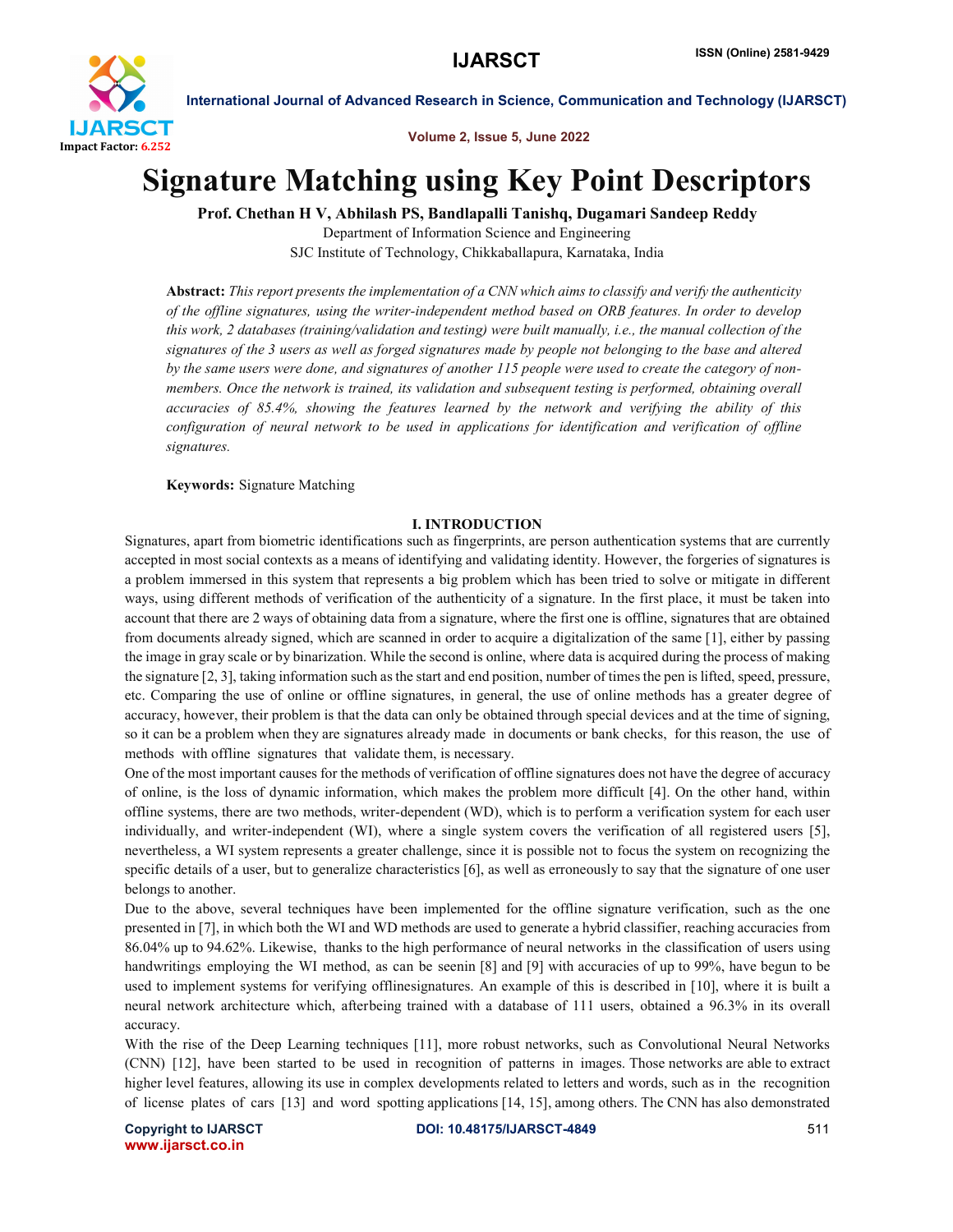# Signature Matching using Key Point Descriptors

**Prof. Chethan H V, Abhilash PS, Bandlapalli Tanishq, Dugamari Sandeep Reddy**

Department of Information Science and Engineering

SJC Institute of Technology, Chikkaballapura, Karnataka, India

**Abstract:** *This report presents the implementation of a CNN which aims to classify and verify the authenticity of the offline signatures, using the writer-independent method based on ORB features. In order to develop this work, 2 databases (training/validation and testing) were built manually, i.e., the manual collection of the signatures of the 3 users as well as forged signatures made by people not belonging to the base and altered by the same users were done, and signatures of another 115 people were used to create the category of non-members. Once the network is trained, its validation and subsequent testing is performed, obtaining overall accuracies of 85.4%, showing the features learned by the network and verifying the ability of this configuration of neural network to be used in applications for identification and verification of offline signatures.*

**Keywords:** Signature Matching

## I. INTRODUCTION

Signatures, apart from biometric identifications such as fingerprints, are person authentication systems that are currently accepted in most social contexts as a means of identifying and validating identity. However, the forgeries of signatures is a problem immersed in this system that represents a big problem which has been tried to solve or mitigate in different ways, using different methods of verification of the authenticity of a signature. In the first place, it must be taken into account that there are 2 ways of obtaining data from a signature, where the first one is offline, signatures that are obtained from documents already signed, which are scanned in order to acquire a digitalization of the same [1], either by passing the image in gray scale or by binarization. While the second is online, where data is acquired during the process of making the signature [2, 3], taking information such as the start and end position, number of times the pen is lifted, speed, pressure, etc. Comparing the use of online or offline signatures, in general, the use of online methods has a greater degree of accuracy, however, their problem is that the data can only be obtained through special devices and at the time of signing, so it can be a problem when they are signatures already made in documents or bank checks, for this reason, the use of methods with offline signatures that validate them, is necessary.

One of the most important causes for the methods of verification of offline signatures does not have the degree of accuracy of online, is the loss of dynamic information, which makes the problem more difficult [4]. On the other hand, within offline systems, there are two methods, writer-dependent (WD), which is to perform a verification system for each user individually, and writer-independent (WI), where a single system covers the verification of all registered users [5], nevertheless, a WI system represents a greater challenge, since it is possible not to focus the system on recognizing the specific details of a user, but to generalize characteristics [6], as well as erroneously to say that the signature of one user belongs to another.

Due to the above, several techniques have been implemented for the offline signature verification, such as the one presented in [7], in which both the WI and WD methods are used to generate a hybrid classifier, reaching accuracies from 86.04% up to 94.62%. Likewise, thanks to the high performance of neural networks in the classification of users using handwritings employing the WI method, as can be seenin [8] and [9] with accuracies of up to 99%, have begun to be used to implement systems for verifying offlinesignatures. An example of this is described in [10], where it is built a neural network architecture which, afterbeing trained with a database of 111 users, obtained a 96.3% in its overall accuracy.

With the rise of the Deep Learning techniques [11], more robust networks, such as Convolutional Neural Networks (CNN) [12], have been started to be used in recognition of patterns in images. Those networks are able to extract higher level features, allowing its use in complex developments related to letters and words, such as in the recognition of license plates of cars [13] and word spotting applications [14, 15], among others. The CNN has also demonstrated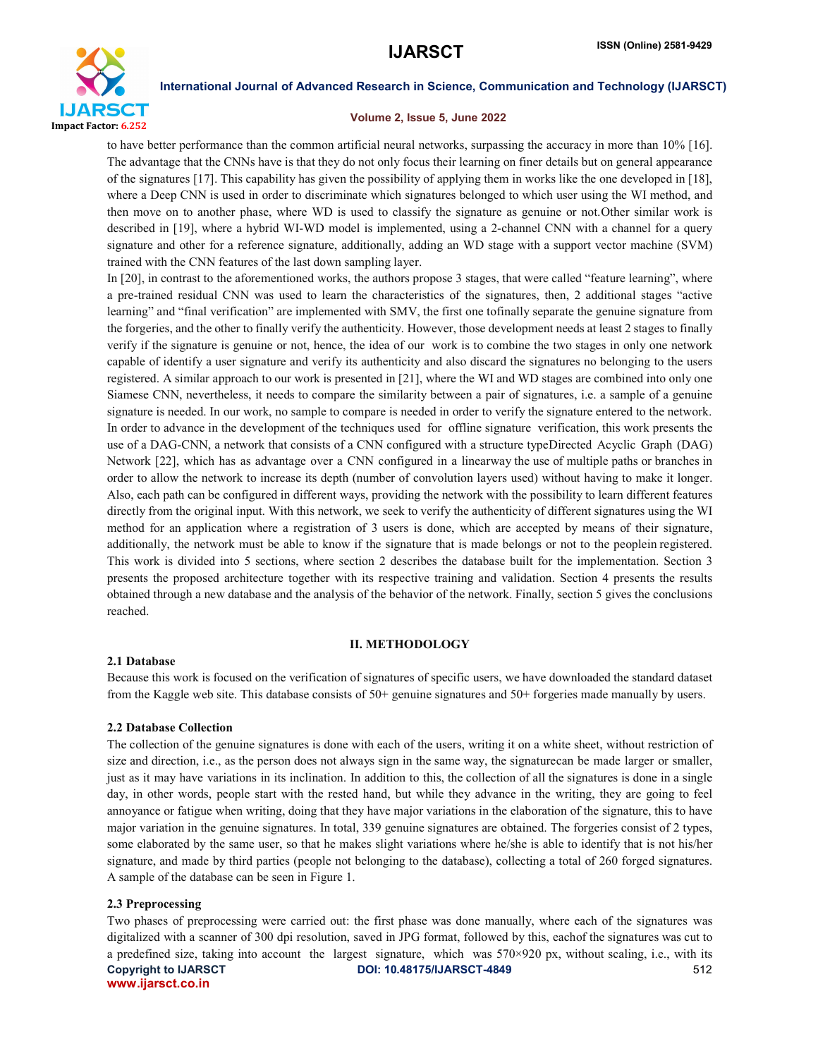to have better performance than the common artificial neural networks, surpassing the accuracy in more than 10% [16]. The advantage that the CNNs have is that they do not only focus their learning on finer details but on general appearance of the signatures [17]. This capability has given the possibility of applying them in works like the one developed in [18], where a Deep CNN is used in order to discriminate which signatures belonged to which user using the WI method, and then move on to another phase, where WD is used to classify the signature as genuine or not.Other similar work is described in [19], where a hybrid WI-WD model is implemented, using a 2-channel CNN with a channel for a query signature and other for a reference signature, additionally, adding an WD stage with a support vector machine (SVM) trained with the CNN features of the last down sampling layer.

In [20], in contrast to the aforementioned works, the authors propose 3 stages, that were called "feature learning", where a pre-trained residual CNN was used to learn the characteristics of the signatures, then, 2 additional stages "active learning" and "final verification" are implemented with SMV, the first one tofinally separate the genuine signature from the forgeries, and the other to finally verify the authenticity. However, those development needs at least 2 stages to finally verify if the signature is genuine or not, hence, the idea of our work is to combine the two stages in only one network capable of identify a user signature and verify its authenticity and also discard the signatures no belonging to the users registered. A similar approach to our work is presented in [21], where the WI and WD stages are combined into only one Siamese CNN, nevertheless, it needs to compare the similarity between a pair of signatures, i.e. a sample of a genuine signature is needed. In our work, no sample to compare is needed in order to verify the signature entered to the network. In order to advance in the development of the techniques used for offline signature verification, this work presents the use of a DAG-CNN, a network that consists of a CNN configured with a structure typeDirected Acyclic Graph (DAG) Network [22], which has as advantage over a CNN configured in a linearway the use of multiple paths or branches in order to allow the network to increase its depth (number of convolution layers used) without having to make it longer. Also, each path can be configured in different ways, providing the network with the possibility to learn different features directly from the original input. With this network, we seek to verify the authenticity of different signatures using the WI method for an application where a registration of 3 users is done, which are accepted by means of their signature, additionally, the network must be able to know if the signature that is made belongs or not to the peoplein registered. This work is divided into 5 sections, where section 2 describes the database built for the implementation. Section 3 presents the proposed architecture together with its respective training and validation. Section 4 presents the results obtained through a new database and the analysis of the behavior of the network. Finally, section 5 gives the conclusions reached.

## II. METHODOLOGY

### 2.1 Database

Because this work is focused on the verification of signatures of specific users, we have downloaded the standard dataset from the Kaggle web site. This database consists of 50+ genuine signatures and 50+ forgeries made manually by users.

### 2.2 Database Collection

The collection of the genuine signatures is done with each of the users, writing it on a white sheet, without restriction of size and direction, i.e., as the person does not always sign in the same way, the signaturecan be made larger or smaller, just as it may have variations in its inclination. In addition to this, the collection of all the signatures is done in a single day, in other words, people start with the rested hand, but while they advance in the writing, they are going to feel annoyance or fatigue when writing, doing that they have major variations in the elaboration of the signature, this to have major variation in the genuine signatures. In total, 339 genuine signatures are obtained. The forgeries consist of 2 types, some elaborated by the same user, so that he makes slight variations where he/she is able to identify that is not his/her signature, and made by third parties (people not belonging to the database), collecting a total of 260 forged signatures. A sample of the database can be seen in Figure 1.

### 2.3 Preprocessing

Two phases of preprocessing were carried out: the first phase was done manually, where each of the signatures was digitalized with a scanner of 300 dpi resolution, saved in JPG format, followed by this, eachof the signatures was cut to a predefined size, taking into account the largest signature, which was 570×920 px, without scaling, i.e., with its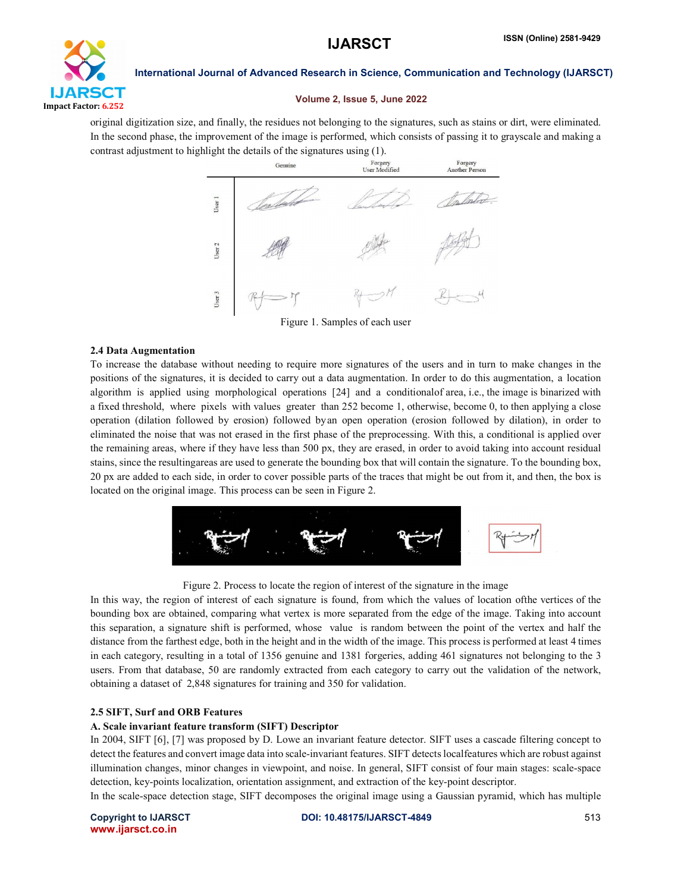original digitization size, and finally, the residues not belonging to the signatures, such as stains or dirt, were eliminated. In the second phase, the improvement of the image is performed, which consists of passing it to grayscale and making a contrast adjustment to highlight the details of the signatures using (1).

Figure 1. Samples of each user

### 2.4 Data Augmentation

To increase the database without needing to require more signatures of the users and in turn to make changes in the positions of the signatures, it is decided to carry out a data augmentation. In order to do this augmentation, a location algorithm is applied using morphological operations [24] and a conditionalof area, i.e., the image is binarized with a fixed threshold, where pixels with values greater than 252 become 1, otherwise, become 0, to then applying a close operation (dilation followed by erosion) followed byan open operation (erosion followed by dilation), in order to eliminated the noise that was not erased in the first phase of the preprocessing. With this, a conditional is applied over the remaining areas, where if they have less than 500 px, they are erased, in order to avoid taking into account residual stains, since the resultingareas are used to generate the bounding box that will contain the signature. To the bounding box, 20 px are added to each side, in order to cover possible parts of the traces that might be out from it, and then, the box is located on the original image. This process can be seen in Figure 2.

Figure 2. Process to locate the region of interest of the signature in the image

In this way, the region of interest of each signature is found, from which the values of location ofthe vertices of the bounding box are obtained, comparing what vertex is more separated from the edge of the image. Taking into account this separation, a signature shift is performed, whose value is random between the point of the vertex and half the distance from the farthest edge, both in the height and in the width of the image. This process is performed at least 4 times in each category, resulting in a total of 1356 genuine and 1381 forgeries, adding 461 signatures not belonging to the 3 users. From that database, 50 are randomly extracted from each category to carry out the validation of the network, obtaining a dataset of 2,848 signatures for training and 350 for validation.

### 2.5 SIFT, Surf and ORB Features

#### A. Scale invariant feature transform (SIFT) Descriptor

In 2004, SIFT [6], [7] was proposed by D. Lowe an invariant feature detector. SIFT uses a cascade filtering concept to detect the features and convert image data into scale-invariant features. SIFT detects localfeatures which are robust against illumination changes, minor changes in viewpoint, and noise. In general, SIFT consist of four main stages: scale-space detection, key-points localization, orientation assignment, and extraction of the key-point descriptor.

In the scale-space detection stage, SIFT decomposes the original image using a Gaussian pyramid, which has multiple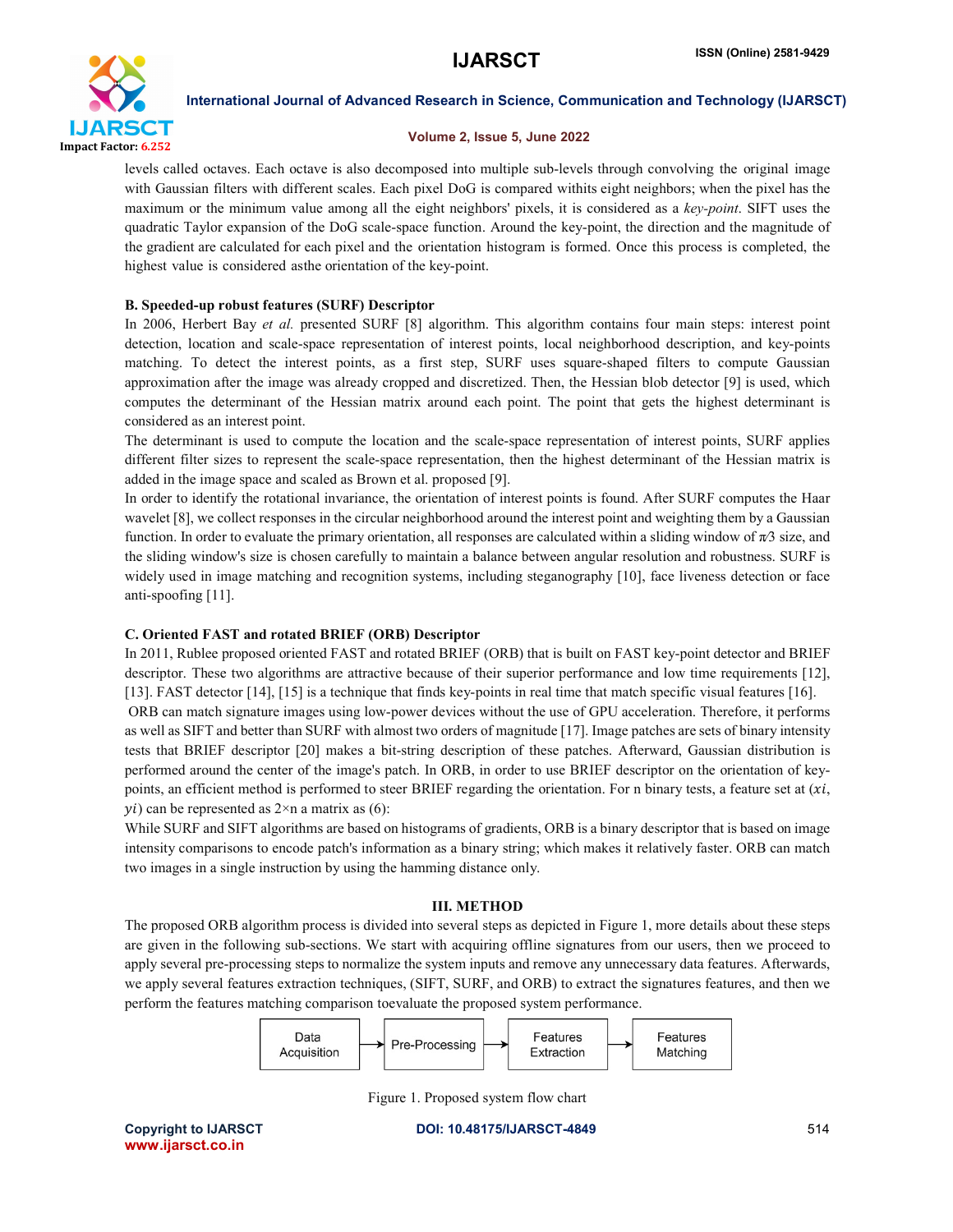levels called octaves. Each octave is also decomposed into multiple sub-levels through convolving the original image with Gaussian filters with different scales. Each pixel DoG is compared withits eight neighbors; when the pixel has the maximum or the minimum value among all the eight neighbors' pixels, it is considered as a *key-point*. SIFT uses the quadratic Taylor expansion of the DoG scale-space function. Around the key-point, the direction and the magnitude of the gradient are calculated for each pixel and the orientation histogram is formed. Once this process is completed, the highest value is considered asthe orientation of the key-point.

### B. Speeded-up robust features (SURF) Descriptor

In 2006, Herbert Bay *et al.* presented SURF [8] algorithm. This algorithm contains four main steps: interest point detection, location and scale-space representation of interest points, local neighborhood description, and key-points matching. To detect the interest points, as a first step, SURF uses square-shaped filters to compute Gaussian approximation after the image was already cropped and discretized. Then, the Hessian blob detector [9] is used, which computes the determinant of the Hessian matrix around each point. The point that gets the highest determinant is considered as an interest point.

The determinant is used to compute the location and the scale-space representation of interest points, SURF applies different filter sizes to represent the scale-space representation, then the highest determinant of the Hessian matrix is added in the image space and scaled as Brown et al. proposed [9].

In order to identify the rotational invariance, the orientation of interest points is found. After SURF computes the Haar wavelet [8], we collect responses in the circular neighborhood around the interest point and weighting them by a Gaussian function. In order to evaluate the primary orientation, all responses are calculated within a sliding window of $\pi/3$ size, and the sliding window's size is chosen carefully to maintain a balance between angular resolution and robustness. SURF is widely used in image matching and recognition systems, including steganography [10], face liveness detection or face anti-spoofing [11].

### C. Oriented FAST and rotated BRIEF (ORB) Descriptor

In 2011, Rublee proposed oriented FAST and rotated BRIEF (ORB) that is built on FAST key-point detector and BRIEF descriptor. These two algorithms are attractive because of their superior performance and low time requirements [12], [13]. FAST detector [14], [15] is a technique that finds key-points in real time that match specific visual features [16].

ORB can match signature images using low-power devices without the use of GPU acceleration. Therefore, it performs as well as SIFT and better than SURF with almost two orders of magnitude [17]. Image patches are sets of binary intensity tests that BRIEF descriptor [20] makes a bit-string description of these patches. Afterward, Gaussian distribution is performed around the center of the image's patch. In ORB, in order to use BRIEF descriptor on the orientation of key-points, an efficient method is performed to steer BRIEF regarding the orientation. For n binary tests, a feature set at ($xi$, $yi$) can be represented as 2×n a matrix as (6):

While SURF and SIFT algorithms are based on histograms of gradients, ORB is a binary descriptor that is based on image intensity comparisons to encode patch's information as a binary string; which makes it relatively faster. ORB can match two images in a single instruction by using the hamming distance only.

## III. METHOD

The proposed ORB algorithm process is divided into several steps as depicted in Figure 1, more details about these steps are given in the following sub-sections. We start with acquiring offline signatures from our users, then we proceed to apply several pre-processing steps to normalize the system inputs and remove any unnecessary data features. Afterwards, we apply several features extraction techniques, (SIFT, SURF, and ORB) to extract the signatures features, and then we perform the features matching comparison toevaluate the proposed system performance.

Data Acquisition → Pre-Processing → Features Extraction → Features Matching

Figure 1. Proposed system flow chart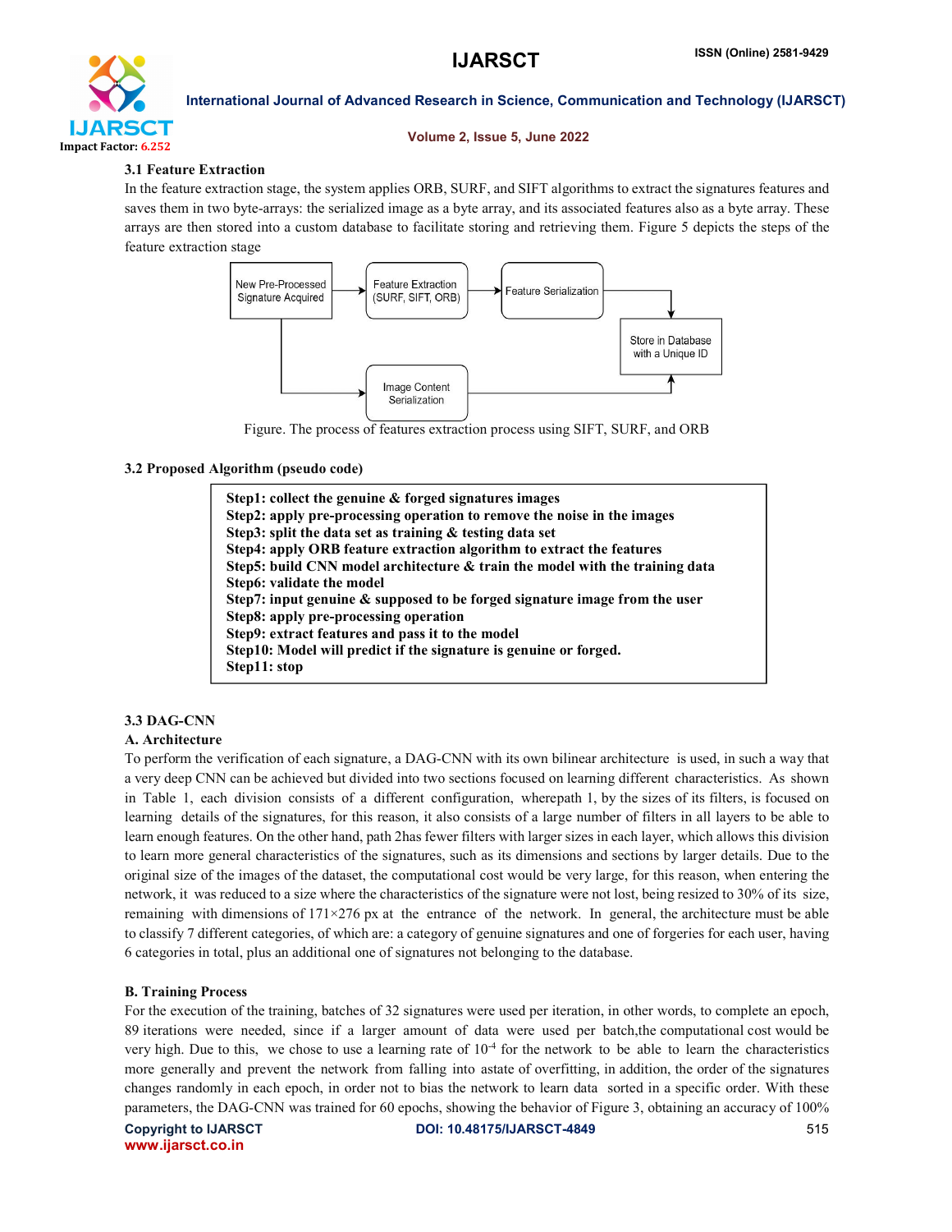### 3.1 Feature Extraction

In the feature extraction stage, the system applies ORB, SURF, and SIFT algorithms to extract the signatures features and saves them in two byte-arrays: the serialized image as a byte array, and its associated features also as a byte array. These arrays are then stored into a custom database to facilitate storing and retrieving them. Figure 5 depicts the steps of the feature extraction stage

Figure. The process of features extraction process using SIFT, SURF, and ORB

### 3.2 Proposed Algorithm (pseudo code)

**Step1: collect the genuine & forged signatures images**
**Step2: apply pre-processing operation to remove the noise in the images**
**Step3: split the data set as training & testing data set**
**Step4: apply ORB feature extraction algorithm to extract the features**
**Step5: build CNN model architecture & train the model with the training data**
**Step6: validate the model**
**Step7: input genuine & supposed to be forged signature image from the user**
**Step8: apply pre-processing operation**
**Step9: extract features and pass it to the model**
**Step10: Model will predict if the signature is genuine or forged.**
**Step11: stop**

### 3.3 DAG-CNN

#### A. Architecture

To perform the verification of each signature, a DAG-CNN with its own bilinear architecture is used, in such a way that a very deep CNN can be achieved but divided into two sections focused on learning different characteristics. As shown in Table 1, each division consists of a different configuration, wherepath 1, by the sizes of its filters, is focused on learning details of the signatures, for this reason, it also consists of a large number of filters in all layers to be able to learn enough features. On the other hand, path 2has fewer filters with larger sizes in each layer, which allows this division to learn more general characteristics of the signatures, such as its dimensions and sections by larger details. Due to the original size of the images of the dataset, the computational cost would be very large, for this reason, when entering the network, it was reduced to a size where the characteristics of the signature were not lost, being resized to 30% of its size, remaining with dimensions of 171×276 px at the entrance of the network. In general, the architecture must be able to classify 7 different categories, of which are: a category of genuine signatures and one of forgeries for each user, having 6 categories in total, plus an additional one of signatures not belonging to the database.

#### B. Training Process

For the execution of the training, batches of 32 signatures were used per iteration, in other words, to complete an epoch, 89 iterations were needed, since if a larger amount of data were used per batch,the computational cost would be very high. Due to this, we chose to use a learning rate of $10^{-4}$ for the network to be able to learn the characteristics more generally and prevent the network from falling into astate of overfitting, in addition, the order of the signatures changes randomly in each epoch, in order not to bias the network to learn data sorted in a specific order. With these parameters, the DAG-CNN was trained for 60 epochs, showing the behavior of Figure 3, obtaining an accuracy of 100%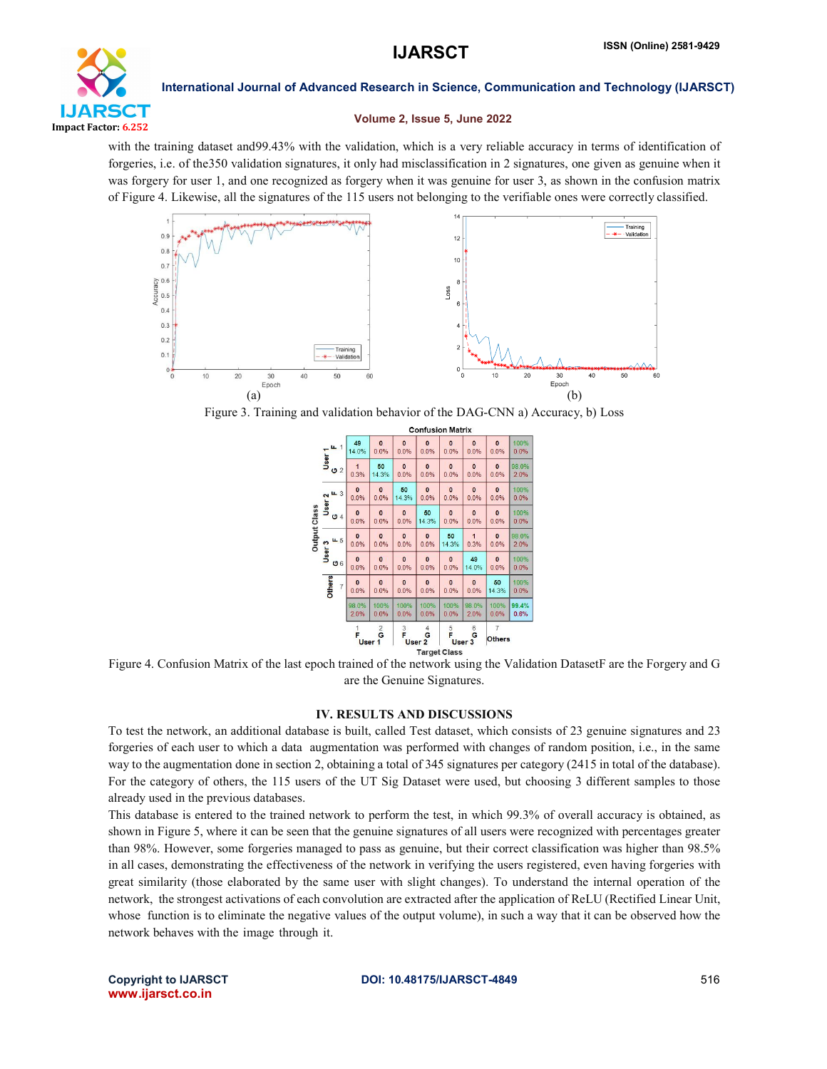with the training dataset and99.43% with the validation, which is a very reliable accuracy in terms of identification of forgeries, i.e. of the350 validation signatures, it only had misclassification in 2 signatures, one given as genuine when it was forgery for user 1, and one recognized as forgery when it was genuine for user 3, as shown in the confusion matrix of Figure 4. Likewise, all the signatures of the 115 users not belonging to the verifiable ones were correctly classified.

(a) (b)

Figure 3. Training and validation behavior of the DAG-CNN a) Accuracy, b) Loss

Figure 4. Confusion Matrix of the last epoch trained of the network using the Validation DatasetF are the Forgery and G are the Genuine Signatures.

## IV. RESULTS AND DISCUSSIONS

To test the network, an additional database is built, called Test dataset, which consists of 23 genuine signatures and 23 forgeries of each user to which a data augmentation was performed with changes of random position, i.e., in the same way to the augmentation done in section 2, obtaining a total of 345 signatures per category (2415 in total of the database). For the category of others, the 115 users of the UT Sig Dataset were used, but choosing 3 different samples to those already used in the previous databases.

This database is entered to the trained network to perform the test, in which 99.3% of overall accuracy is obtained, as shown in Figure 5, where it can be seen that the genuine signatures of all users were recognized with percentages greater than 98%. However, some forgeries managed to pass as genuine, but their correct classification was higher than 98.5% in all cases, demonstrating the effectiveness of the network in verifying the users registered, even having forgeries with great similarity (those elaborated by the same user with slight changes). To understand the internal operation of the network, the strongest activations of each convolution are extracted after the application of ReLU (Rectified Linear Unit, whose function is to eliminate the negative values of the output volume), in such a way that it can be observed how the network behaves with the image through it.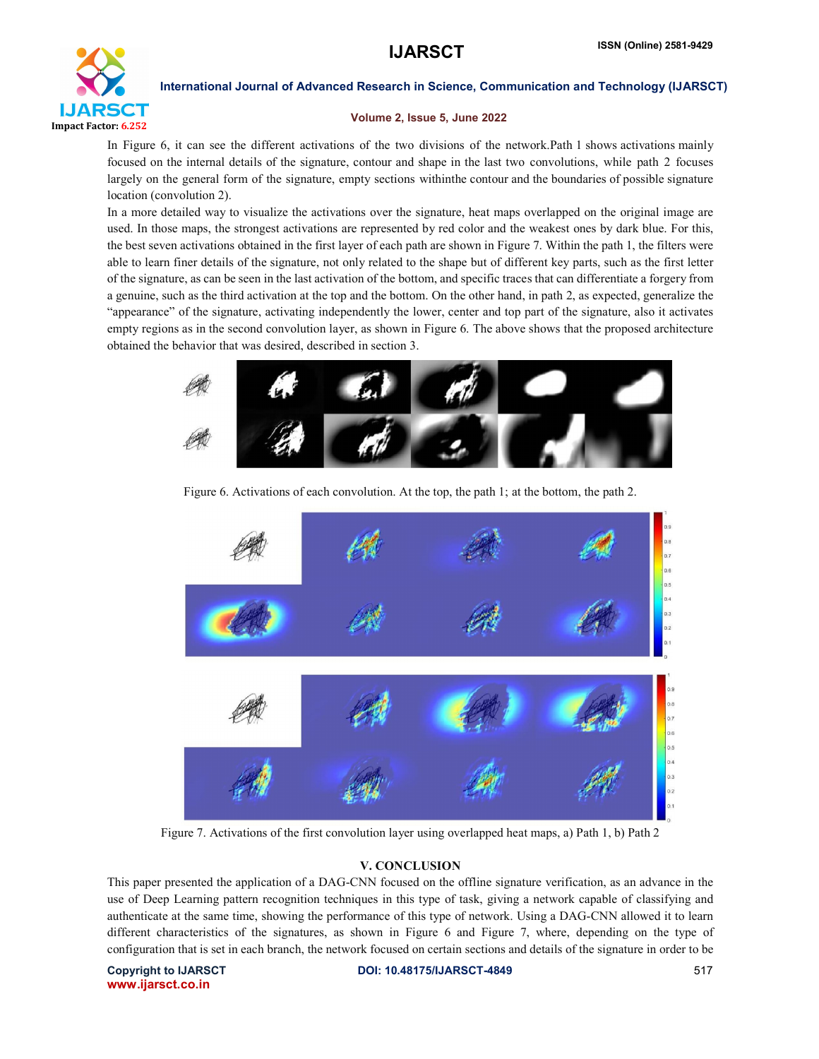In Figure 6, it can see the different activations of the two divisions of the network.Path 1 shows activations mainly focused on the internal details of the signature, contour and shape in the last two convolutions, while path 2 focuses largely on the general form of the signature, empty sections withinthe contour and the boundaries of possible signature location (convolution 2).

In a more detailed way to visualize the activations over the signature, heat maps overlapped on the original image are used. In those maps, the strongest activations are represented by red color and the weakest ones by dark blue. For this, the best seven activations obtained in the first layer of each path are shown in Figure 7. Within the path 1, the filters were able to learn finer details of the signature, not only related to the shape but of different key parts, such as the first letter of the signature, as can be seen in the last activation of the bottom, and specific traces that can differentiate a forgery from a genuine, such as the third activation at the top and the bottom. On the other hand, in path 2, as expected, generalize the "appearance" of the signature, activating independently the lower, center and top part of the signature, also it activates empty regions as in the second convolution layer, as shown in Figure 6. The above shows that the proposed architecture obtained the behavior that was desired, described in section 3.

Figure 6. Activations of each convolution. At the top, the path 1; at the bottom, the path 2.

Figure 7. Activations of the first convolution layer using overlapped heat maps, a) Path 1, b) Path 2

## V. CONCLUSION

This paper presented the application of a DAG-CNN focused on the offline signature verification, as an advance in the use of Deep Learning pattern recognition techniques in this type of task, giving a network capable of classifying and authenticate at the same time, showing the performance of this type of network. Using a DAG-CNN allowed it to learn different characteristics of the signatures, as shown in Figure 6 and Figure 7, where, depending on the type of configuration that is set in each branch, the network focused on certain sections and details of the signature in order to be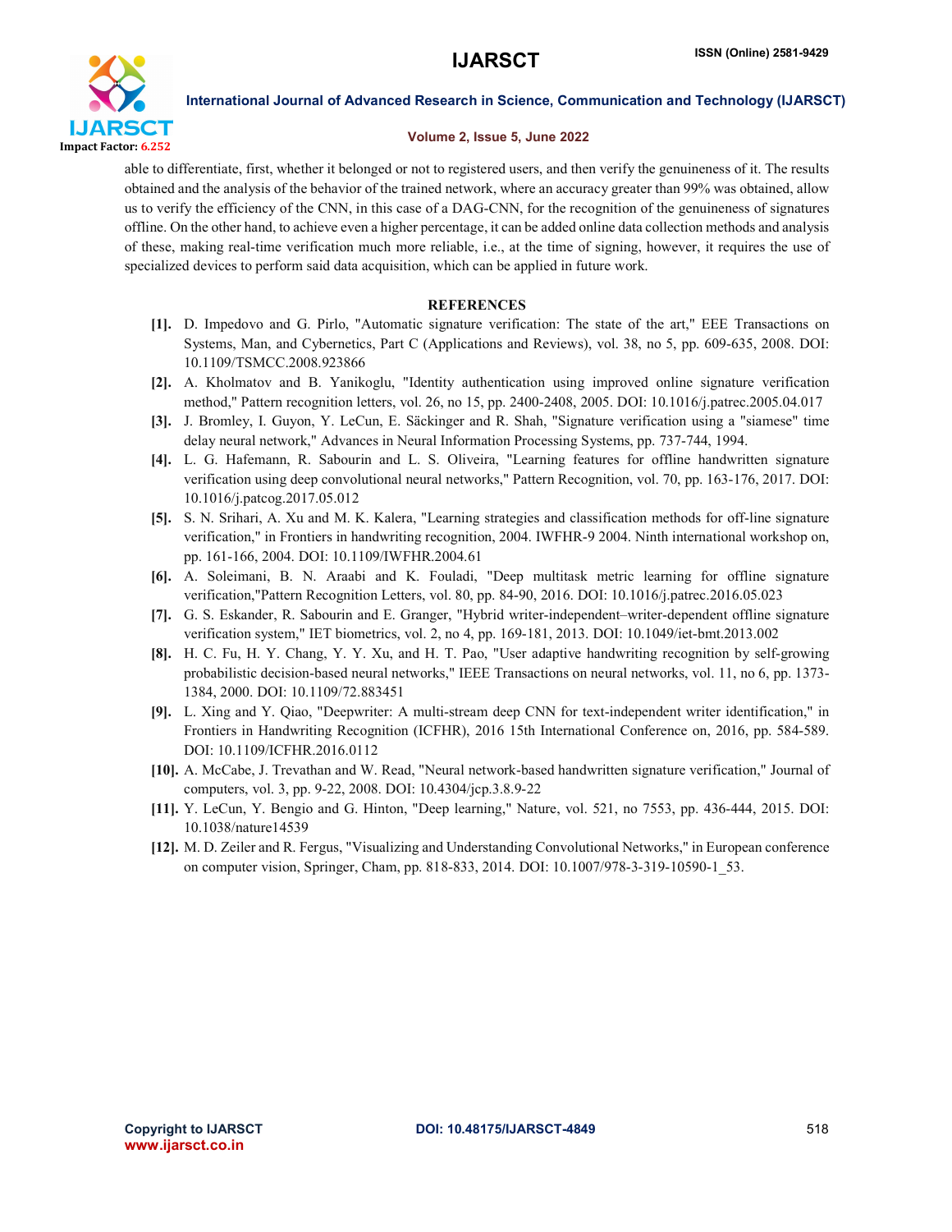able to differentiate, first, whether it belonged or not to registered users, and then verify the genuineness of it. The results obtained and the analysis of the behavior of the trained network, where an accuracy greater than 99% was obtained, allow us to verify the efficiency of the CNN, in this case of a DAG-CNN, for the recognition of the genuineness of signatures offline. On the other hand, to achieve even a higher percentage, it can be added online data collection methods and analysis of these, making real-time verification much more reliable, i.e., at the time of signing, however, it requires the use of specialized devices to perform said data acquisition, which can be applied in future work.

## REFERENCES

**[1].** D. Impedovo and G. Pirlo, "Automatic signature verification: The state of the art," EEE Transactions on Systems, Man, and Cybernetics, Part C (Applications and Reviews), vol. 38, no 5, pp. 609-635, 2008. DOI: 10.1109/TSMCC.2008.923866

**[2].** A. Kholmatov and B. Yanikoglu, "Identity authentication using improved online signature verification method," Pattern recognition letters, vol. 26, no 15, pp. 2400-2408, 2005. DOI: 10.1016/j.patrec.2005.04.017

**[3].** J. Bromley, I. Guyon, Y. LeCun, E. Säckinger and R. Shah, "Signature verification using a "siamese" time delay neural network," Advances in Neural Information Processing Systems, pp. 737-744, 1994.

**[4].** L. G. Hafemann, R. Sabourin and L. S. Oliveira, "Learning features for offline handwritten signature verification using deep convolutional neural networks," Pattern Recognition, vol. 70, pp. 163-176, 2017. DOI: 10.1016/j.patcog.2017.05.012

**[5].** S. N. Srihari, A. Xu and M. K. Kalera, "Learning strategies and classification methods for off-line signature verification," in Frontiers in handwriting recognition, 2004. IWFHR-9 2004. Ninth international workshop on, pp. 161-166, 2004. DOI: 10.1109/IWFHR.2004.61

**[6].** A. Soleimani, B. N. Araabi and K. Fouladi, "Deep multitask metric learning for offline signature verification,"Pattern Recognition Letters, vol. 80, pp. 84-90, 2016. DOI: 10.1016/j.patrec.2016.05.023

**[7].** G. S. Eskander, R. Sabourin and E. Granger, "Hybrid writer-independent–writer-dependent offline signature verification system," IET biometrics, vol. 2, no 4, pp. 169-181, 2013. DOI: 10.1049/iet-bmt.2013.002

**[8].** H. C. Fu, H. Y. Chang, Y. Y. Xu, and H. T. Pao, "User adaptive handwriting recognition by self-growing probabilistic decision-based neural networks," IEEE Transactions on neural networks, vol. 11, no 6, pp. 1373-1384, 2000. DOI: 10.1109/72.883451

**[9].** L. Xing and Y. Qiao, "Deepwriter: A multi-stream deep CNN for text-independent writer identification," in Frontiers in Handwriting Recognition (ICFHR), 2016 15th International Conference on, 2016, pp. 584-589. DOI: 10.1109/ICFHR.2016.0112

**[10].** A. McCabe, J. Trevathan and W. Read, "Neural network-based handwritten signature verification," Journal of computers, vol. 3, pp. 9-22, 2008. DOI: 10.4304/jcp.3.8.9-22

**[11].** Y. LeCun, Y. Bengio and G. Hinton, "Deep learning," Nature, vol. 521, no 7553, pp. 436-444, 2015. DOI: 10.1038/nature14539

**[12].** M. D. Zeiler and R. Fergus, "Visualizing and Understanding Convolutional Networks," in European conference on computer vision, Springer, Cham, pp. 818-833, 2014. DOI: 10.1007/978-3-319-10590-1_53.